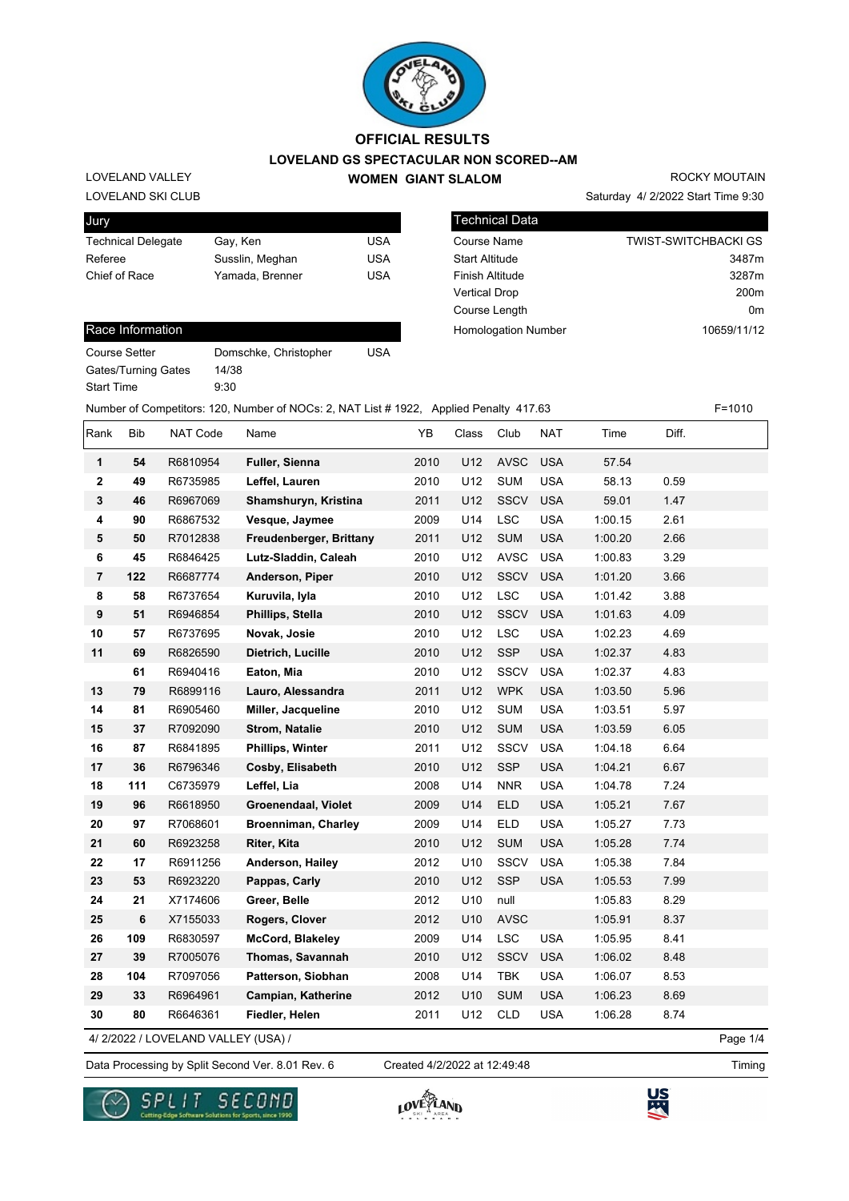# OFFICIAL RESULTS

## LOVELAND GS SPECTACULAR NON SCORED--AM

### WOMEN GIANT SLALOM

LOVELAND VALLEY
LOVELAND SKI CLUB

ROCKY MOUTAIN
Saturday 4/ 2/2022 Start Time 9:30

| Jury | | |
|---|---|---|
| Technical Delegate | Gay, Ken | USA |
| Referee | Susslin, Meghan | USA |
| Chief of Race | Yamada, Brenner | USA |

| Technical Data | |
|---|---|
| Course Name | TWIST-SWITCHBACKI GS |
| Start Altitude | 3487m |
| Finish Altitude | 3287m |
| Vertical Drop | 200m |
| Course Length | 0m |
| Homologation Number | 10659/11/12 |

| Race Information | | |
|---|---|---|
| Course Setter | Domschke, Christopher | USA |
| Gates/Turning Gates | 14/38 | |
| Start Time | 9:30 | |

Number of Competitors: 120, Number of NOCs: 2, NAT List # 1922, Applied Penalty 417.63 F=1010

| Rank | Bib | NAT Code | Name | YB | Class | Club | NAT | Time | Diff. |
|---|---|---|---|---|---|---|---|---|---|
| 1 | 54 | R6810954 | **Fuller, Sienna** | 2010 | U12 | AVSC | USA | 57.54 | |
| 2 | 49 | R6735985 | **Leffel, Lauren** | 2010 | U12 | SUM | USA | 58.13 | 0.59 |
| 3 | 46 | R6967069 | **Shamshuryn, Kristina** | 2011 | U12 | SSCV | USA | 59.01 | 1.47 |
| 4 | 90 | R6867532 | **Vesque, Jaymee** | 2009 | U14 | LSC | USA | 1:00.15 | 2.61 |
| 5 | 50 | R7012838 | **Freudenberger, Brittany** | 2011 | U12 | SUM | USA | 1:00.20 | 2.66 |
| 6 | 45 | R6846425 | **Lutz-Sladdin, Caleah** | 2010 | U12 | AVSC | USA | 1:00.83 | 3.29 |
| 7 | 122 | R6687774 | **Anderson, Piper** | 2010 | U12 | SSCV | USA | 1:01.20 | 3.66 |
| 8 | 58 | R6737654 | **Kuruvila, Iyla** | 2010 | U12 | LSC | USA | 1:01.42 | 3.88 |
| 9 | 51 | R6946854 | **Phillips, Stella** | 2010 | U12 | SSCV | USA | 1:01.63 | 4.09 |
| 10 | 57 | R6737695 | **Novak, Josie** | 2010 | U12 | LSC | USA | 1:02.23 | 4.69 |
| 11 | 69 | R6826590 | **Dietrich, Lucille** | 2010 | U12 | SSP | USA | 1:02.37 | 4.83 |
| | 61 | R6940416 | **Eaton, Mia** | 2010 | U12 | SSCV | USA | 1:02.37 | 4.83 |
| 13 | 79 | R6899116 | **Lauro, Alessandra** | 2011 | U12 | WPK | USA | 1:03.50 | 5.96 |
| 14 | 81 | R6905460 | **Miller, Jacqueline** | 2010 | U12 | SUM | USA | 1:03.51 | 5.97 |
| 15 | 37 | R7092090 | **Strom, Natalie** | 2010 | U12 | SUM | USA | 1:03.59 | 6.05 |
| 16 | 87 | R6841895 | **Phillips, Winter** | 2011 | U12 | SSCV | USA | 1:04.18 | 6.64 |
| 17 | 36 | R6796346 | **Cosby, Elisabeth** | 2010 | U12 | SSP | USA | 1:04.21 | 6.67 |
| 18 | 111 | C6735979 | **Leffel, Lia** | 2008 | U14 | NNR | USA | 1:04.78 | 7.24 |
| 19 | 96 | R6618950 | **Groenendaal, Violet** | 2009 | U14 | ELD | USA | 1:05.21 | 7.67 |
| 20 | 97 | R7068601 | **Broenniman, Charley** | 2009 | U14 | ELD | USA | 1:05.27 | 7.73 |
| 21 | 60 | R6923258 | **Riter, Kita** | 2010 | U12 | SUM | USA | 1:05.28 | 7.74 |
| 22 | 17 | R6911256 | **Anderson, Hailey** | 2012 | U10 | SSCV | USA | 1:05.38 | 7.84 |
| 23 | 53 | R6923220 | **Pappas, Carly** | 2010 | U12 | SSP | USA | 1:05.53 | 7.99 |
| 24 | 21 | X7174606 | **Greer, Belle** | 2012 | U10 | null | | 1:05.83 | 8.29 |
| 25 | 6 | X7155033 | **Rogers, Clover** | 2012 | U10 | AVSC | | 1:05.91 | 8.37 |
| 26 | 109 | R6830597 | **McCord, Blakeley** | 2009 | U14 | LSC | USA | 1:05.95 | 8.41 |
| 27 | 39 | R7005076 | **Thomas, Savannah** | 2010 | U12 | SSCV | USA | 1:06.02 | 8.48 |
| 28 | 104 | R7097056 | **Patterson, Siobhan** | 2008 | U14 | TBK | USA | 1:06.07 | 8.53 |
| 29 | 33 | R6964961 | **Campian, Katherine** | 2012 | U10 | SUM | USA | 1:06.23 | 8.69 |
| 30 | 80 | R6646361 | **Fiedler, Helen** | 2011 | U12 | CLD | USA | 1:06.28 | 8.74 |

4/ 2/2022 / LOVELAND VALLEY (USA) /

Data Processing by Split Second Ver. 8.01 Rev. 6 Created 4/2/2022 at 12:49:48 Timing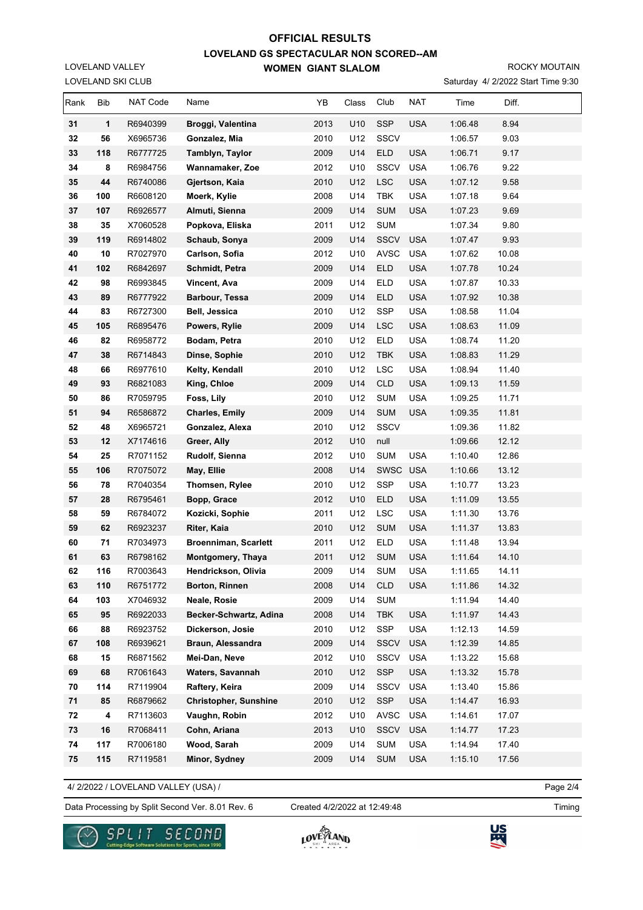# OFFICIAL RESULTS

## LOVELAND GS SPECTACULAR NON SCORED--AM

### WOMEN GIANT SLALOM

LOVELAND VALLEY
LOVELAND SKI CLUB

ROCKY MOUTAIN
Saturday 4/ 2/2022 Start Time 9:30

| Rank | Bib | NAT Code | Name | YB | Class | Club | NAT | Time | Diff. |
|---|---|---|---|---|---|---|---|---|---|
| 31 | 1 | R6940399 | **Broggi, Valentina** | 2013 | U10 | SSP | USA | 1:06.48 | 8.94 |
| 32 | 56 | X6965736 | **Gonzalez, Mia** | 2010 | U12 | SSCV | | 1:06.57 | 9.03 |
| 33 | 118 | R6777725 | **Tamblyn, Taylor** | 2009 | U14 | ELD | USA | 1:06.71 | 9.17 |
| 34 | 8 | R6984756 | **Wannamaker, Zoe** | 2012 | U10 | SSCV | USA | 1:06.76 | 9.22 |
| 35 | 44 | R6740086 | **Gjertson, Kaia** | 2010 | U12 | LSC | USA | 1:07.12 | 9.58 |
| 36 | 100 | R6608120 | **Moerk, Kylie** | 2008 | U14 | TBK | USA | 1:07.18 | 9.64 |
| 37 | 107 | R6926577 | **Almuti, Sienna** | 2009 | U14 | SUM | USA | 1:07.23 | 9.69 |
| 38 | 35 | X7060528 | **Popkova, Eliska** | 2011 | U12 | SUM | | 1:07.34 | 9.80 |
| 39 | 119 | R6914802 | **Schaub, Sonya** | 2009 | U14 | SSCV | USA | 1:07.47 | 9.93 |
| 40 | 10 | R7027970 | **Carlson, Sofia** | 2012 | U10 | AVSC | USA | 1:07.62 | 10.08 |
| 41 | 102 | R6842697 | **Schmidt, Petra** | 2009 | U14 | ELD | USA | 1:07.78 | 10.24 |
| 42 | 98 | R6993845 | **Vincent, Ava** | 2009 | U14 | ELD | USA | 1:07.87 | 10.33 |
| 43 | 89 | R6777922 | **Barbour, Tessa** | 2009 | U14 | ELD | USA | 1:07.92 | 10.38 |
| 44 | 83 | R6727300 | **Bell, Jessica** | 2010 | U12 | SSP | USA | 1:08.58 | 11.04 |
| 45 | 105 | R6895476 | **Powers, Rylie** | 2009 | U14 | LSC | USA | 1:08.63 | 11.09 |
| 46 | 82 | R6958772 | **Bodam, Petra** | 2010 | U12 | ELD | USA | 1:08.74 | 11.20 |
| 47 | 38 | R6714843 | **Dinse, Sophie** | 2010 | U12 | TBK | USA | 1:08.83 | 11.29 |
| 48 | 66 | R6977610 | **Kelty, Kendall** | 2010 | U12 | LSC | USA | 1:08.94 | 11.40 |
| 49 | 93 | R6821083 | **King, Chloe** | 2009 | U14 | CLD | USA | 1:09.13 | 11.59 |
| 50 | 86 | R7059795 | **Foss, Lily** | 2010 | U12 | SUM | USA | 1:09.25 | 11.71 |
| 51 | 94 | R6586872 | **Charles, Emily** | 2009 | U14 | SUM | USA | 1:09.35 | 11.81 |
| 52 | 48 | X6965721 | **Gonzalez, Alexa** | 2010 | U12 | SSCV | | 1:09.36 | 11.82 |
| 53 | 12 | X7174616 | **Greer, Ally** | 2012 | U10 | null | | 1:09.66 | 12.12 |
| 54 | 25 | R7071152 | **Rudolf, Sienna** | 2012 | U10 | SUM | USA | 1:10.40 | 12.86 |
| 55 | 106 | R7075072 | **May, Ellie** | 2008 | U14 | SWSC | USA | 1:10.66 | 13.12 |
| 56 | 78 | R7040354 | **Thomsen, Rylee** | 2010 | U12 | SSP | USA | 1:10.77 | 13.23 |
| 57 | 28 | R6795461 | **Bopp, Grace** | 2012 | U10 | ELD | USA | 1:11.09 | 13.55 |
| 58 | 59 | R6784072 | **Kozicki, Sophie** | 2011 | U12 | LSC | USA | 1:11.30 | 13.76 |
| 59 | 62 | R6923237 | **Riter, Kaia** | 2010 | U12 | SUM | USA | 1:11.37 | 13.83 |
| 60 | 71 | R7034973 | **Broenniman, Scarlett** | 2011 | U12 | ELD | USA | 1:11.48 | 13.94 |
| 61 | 63 | R6798162 | **Montgomery, Thaya** | 2011 | U12 | SUM | USA | 1:11.64 | 14.10 |
| 62 | 116 | R7003643 | **Hendrickson, Olivia** | 2009 | U14 | SUM | USA | 1:11.65 | 14.11 |
| 63 | 110 | R6751772 | **Borton, Rinnen** | 2008 | U14 | CLD | USA | 1:11.86 | 14.32 |
| 64 | 103 | X7046932 | **Neale, Rosie** | 2009 | U14 | SUM | | 1:11.94 | 14.40 |
| 65 | 95 | R6922033 | **Becker-Schwartz, Adina** | 2008 | U14 | TBK | USA | 1:11.97 | 14.43 |
| 66 | 88 | R6923752 | **Dickerson, Josie** | 2010 | U12 | SSP | USA | 1:12.13 | 14.59 |
| 67 | 108 | R6939621 | **Braun, Alessandra** | 2009 | U14 | SSCV | USA | 1:12.39 | 14.85 |
| 68 | 15 | R6871562 | **Mei-Dan, Neve** | 2012 | U10 | SSCV | USA | 1:13.22 | 15.68 |
| 69 | 68 | R7061643 | **Waters, Savannah** | 2010 | U12 | SSP | USA | 1:13.32 | 15.78 |
| 70 | 114 | R7119904 | **Raftery, Keira** | 2009 | U14 | SSCV | USA | 1:13.40 | 15.86 |
| 71 | 85 | R6879662 | **Christopher, Sunshine** | 2010 | U12 | SSP | USA | 1:14.47 | 16.93 |
| 72 | 4 | R7113603 | **Vaughn, Robin** | 2012 | U10 | AVSC | USA | 1:14.61 | 17.07 |
| 73 | 16 | R7068411 | **Cohn, Ariana** | 2013 | U10 | SSCV | USA | 1:14.77 | 17.23 |
| 74 | 117 | R7006180 | **Wood, Sarah** | 2009 | U14 | SUM | USA | 1:14.94 | 17.40 |
| 75 | 115 | R7119581 | **Minor, Sydney** | 2009 | U14 | SUM | USA | 1:15.10 | 17.56 |

4/ 2/2022 / LOVELAND VALLEY (USA) /

Data Processing by Split Second Ver. 8.01 Rev. 6 — Created 4/2/2022 at 12:49:48 — Timing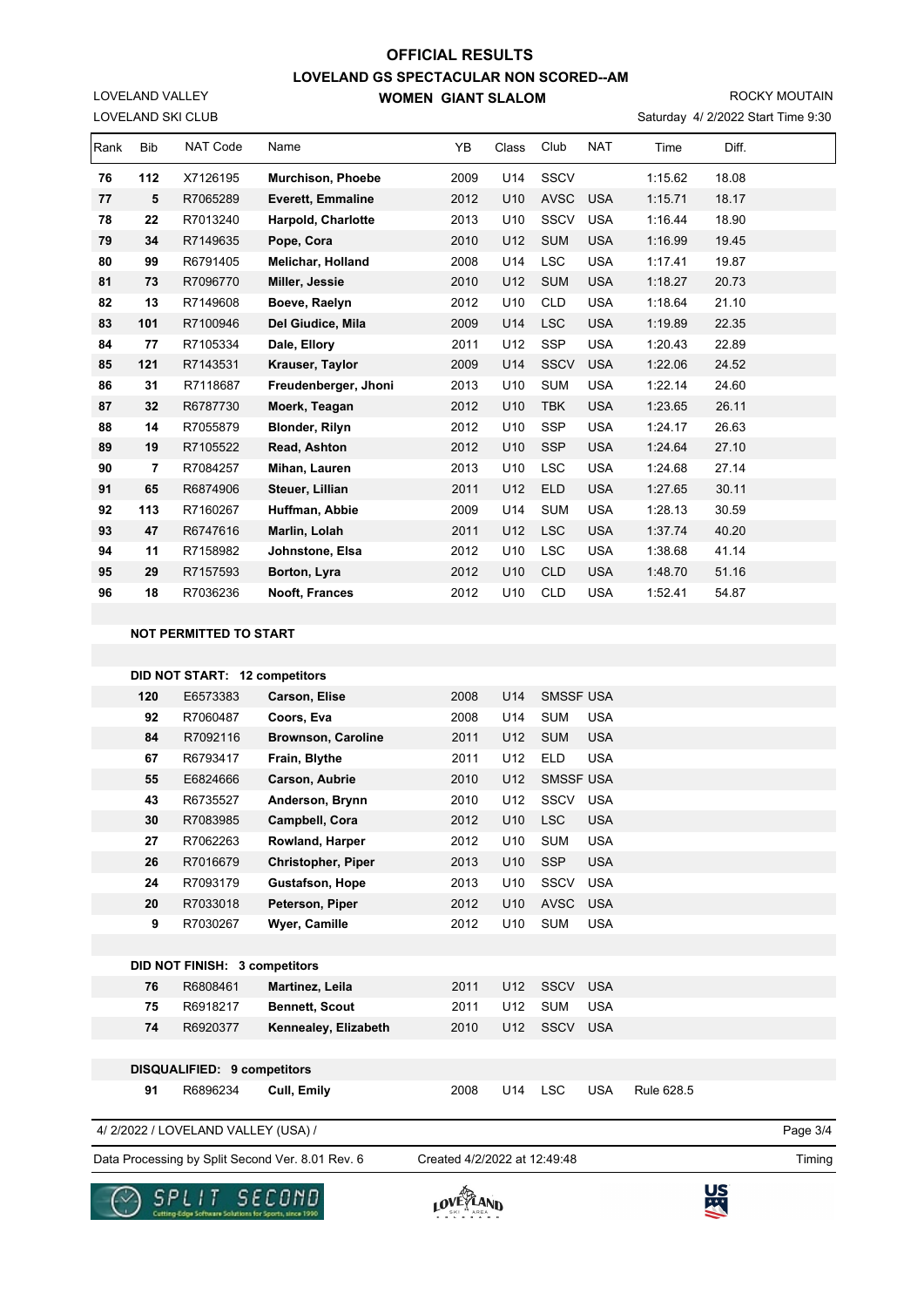# OFFICIAL RESULTS

## LOVELAND GS SPECTACULAR NON SCORED--AM

### WOMEN GIANT SLALOM

LOVELAND VALLEY
LOVELAND SKI CLUB

ROCKY MOUTAIN
Saturday 4/ 2/2022 Start Time 9:30

| Rank | Bib | NAT Code | Name | YB | Class | Club | NAT | Time | Diff. |
|---|---|---|---|---|---|---|---|---|---|
| 76 | 112 | X7126195 | **Murchison, Phoebe** | 2009 | U14 | SSCV | | 1:15.62 | 18.08 |
| 77 | 5 | R7065289 | **Everett, Emmaline** | 2012 | U10 | AVSC | USA | 1:15.71 | 18.17 |
| 78 | 22 | R7013240 | **Harpold, Charlotte** | 2013 | U10 | SSCV | USA | 1:16.44 | 18.90 |
| 79 | 34 | R7149635 | **Pope, Cora** | 2010 | U12 | SUM | USA | 1:16.99 | 19.45 |
| 80 | 99 | R6791405 | **Melichar, Holland** | 2008 | U14 | LSC | USA | 1:17.41 | 19.87 |
| 81 | 73 | R7096770 | **Miller, Jessie** | 2010 | U12 | SUM | USA | 1:18.27 | 20.73 |
| 82 | 13 | R7149608 | **Boeve, Raelyn** | 2012 | U10 | CLD | USA | 1:18.64 | 21.10 |
| 83 | 101 | R7100946 | **Del Giudice, Mila** | 2009 | U14 | LSC | USA | 1:19.89 | 22.35 |
| 84 | 77 | R7105334 | **Dale, Ellory** | 2011 | U12 | SSP | USA | 1:20.43 | 22.89 |
| 85 | 121 | R7143531 | **Krauser, Taylor** | 2009 | U14 | SSCV | USA | 1:22.06 | 24.52 |
| 86 | 31 | R7118687 | **Freudenberger, Jhoni** | 2013 | U10 | SUM | USA | 1:22.14 | 24.60 |
| 87 | 32 | R6787730 | **Moerk, Teagan** | 2012 | U10 | TBK | USA | 1:23.65 | 26.11 |
| 88 | 14 | R7055879 | **Blonder, Rilyn** | 2012 | U10 | SSP | USA | 1:24.17 | 26.63 |
| 89 | 19 | R7105522 | **Read, Ashton** | 2012 | U10 | SSP | USA | 1:24.64 | 27.10 |
| 90 | 7 | R7084257 | **Mihan, Lauren** | 2013 | U10 | LSC | USA | 1:24.68 | 27.14 |
| 91 | 65 | R6874906 | **Steuer, Lillian** | 2011 | U12 | ELD | USA | 1:27.65 | 30.11 |
| 92 | 113 | R7160267 | **Huffman, Abbie** | 2009 | U14 | SUM | USA | 1:28.13 | 30.59 |
| 93 | 47 | R6747616 | **Marlin, Lolah** | 2011 | U12 | LSC | USA | 1:37.74 | 40.20 |
| 94 | 11 | R7158982 | **Johnstone, Elsa** | 2012 | U10 | LSC | USA | 1:38.68 | 41.14 |
| 95 | 29 | R7157593 | **Borton, Lyra** | 2012 | U10 | CLD | USA | 1:48.70 | 51.16 |
| 96 | 18 | R7036236 | **Nooft, Frances** | 2012 | U10 | CLD | USA | 1:52.41 | 54.87 |

**NOT PERMITTED TO START**

**DID NOT START: 12 competitors**

| Bib | NAT Code | Name | YB | Class | Club | NAT |
|---|---|---|---|---|---|---|
| 120 | E6573383 | **Carson, Elise** | 2008 | U14 | SMSSF | USA |
| 92 | R7060487 | **Coors, Eva** | 2008 | U14 | SUM | USA |
| 84 | R7092116 | **Brownson, Caroline** | 2011 | U12 | SUM | USA |
| 67 | R6793417 | **Frain, Blythe** | 2011 | U12 | ELD | USA |
| 55 | E6824666 | **Carson, Aubrie** | 2010 | U12 | SMSSF | USA |
| 43 | R6735527 | **Anderson, Brynn** | 2010 | U12 | SSCV | USA |
| 30 | R7083985 | **Campbell, Cora** | 2012 | U10 | LSC | USA |
| 27 | R7062263 | **Rowland, Harper** | 2012 | U10 | SUM | USA |
| 26 | R7016679 | **Christopher, Piper** | 2013 | U10 | SSP | USA |
| 24 | R7093179 | **Gustafson, Hope** | 2013 | U10 | SSCV | USA |
| 20 | R7033018 | **Peterson, Piper** | 2012 | U10 | AVSC | USA |
| 9 | R7030267 | **Wyer, Camille** | 2012 | U10 | SUM | USA |

**DID NOT FINISH: 3 competitors**

| Bib | NAT Code | Name | YB | Class | Club | NAT |
|---|---|---|---|---|---|---|
| 76 | R6808461 | **Martinez, Leila** | 2011 | U12 | SSCV | USA |
| 75 | R6918217 | **Bennett, Scout** | 2011 | U12 | SUM | USA |
| 74 | R6920377 | **Kennealey, Elizabeth** | 2010 | U12 | SSCV | USA |

**DISQUALIFIED: 9 competitors**

| Bib | NAT Code | Name | YB | Class | Club | NAT | Reason |
|---|---|---|---|---|---|---|---|
| 91 | R6896234 | **Cull, Emily** | 2008 | U14 | LSC | USA | Rule 628.5 |

4/ 2/2022 / LOVELAND VALLEY (USA) /

Data Processing by Split Second Ver. 8.01 Rev. 6 — Created 4/2/2022 at 12:49:48 — Timing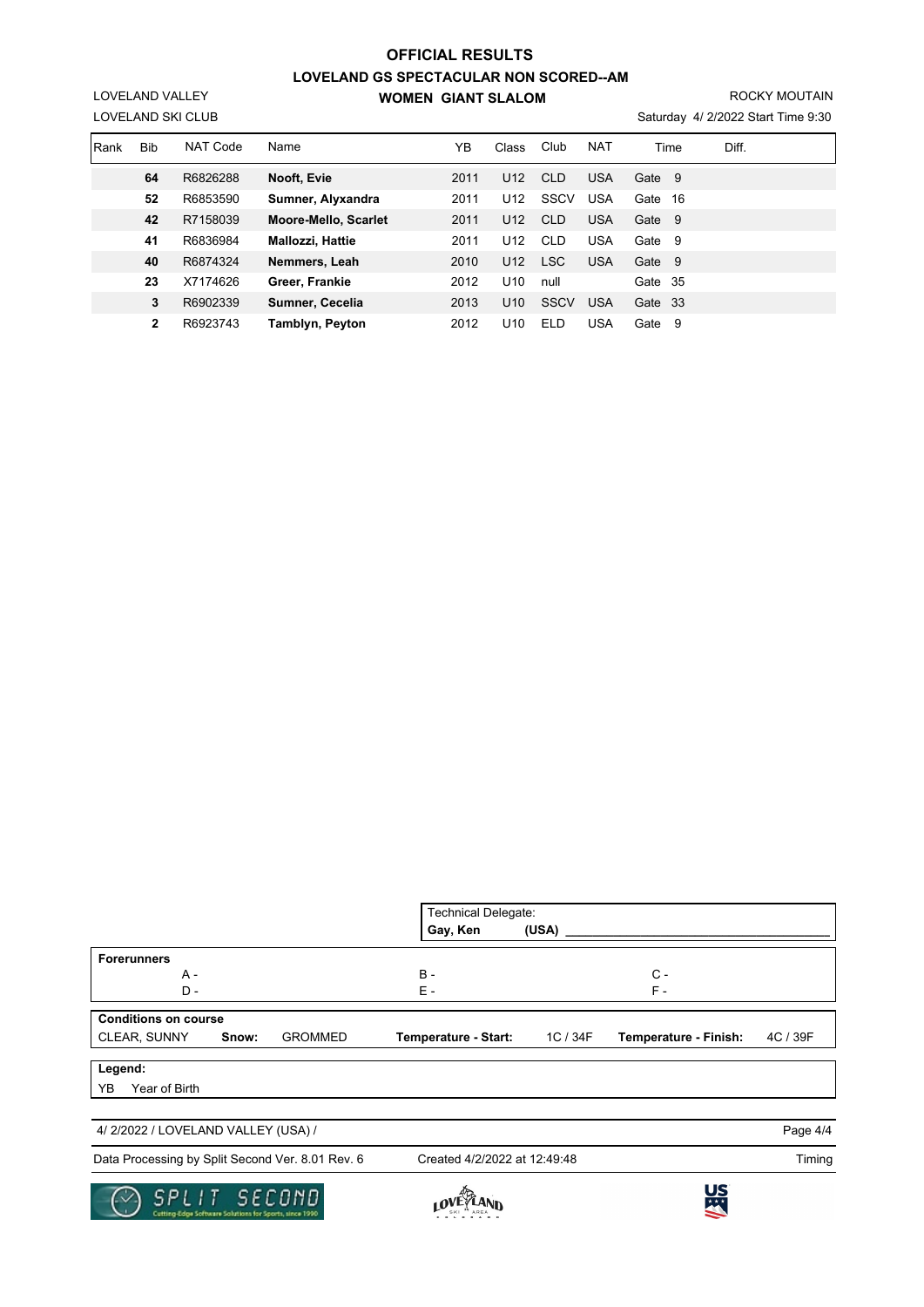# OFFICIAL RESULTS

## LOVELAND GS SPECTACULAR NON SCORED--AM

### WOMEN GIANT SLALOM

LOVELAND VALLEY
LOVELAND SKI CLUB

ROCKY MOUTAIN
Saturday 4/ 2/2022 Start Time 9:30

| Rank | Bib | NAT Code | Name | YB | Class | Club | NAT | Time | Diff. |
|---|---|---|---|---|---|---|---|---|---|
| | 64 | R6826288 | **Nooft, Evie** | 2011 | U12 | CLD | USA | Gate 9 | |
| | 52 | R6853590 | **Sumner, Alyxandra** | 2011 | U12 | SSCV | USA | Gate 16 | |
| | 42 | R7158039 | **Moore-Mello, Scarlet** | 2011 | U12 | CLD | USA | Gate 9 | |
| | 41 | R6836984 | **Mallozzi, Hattie** | 2011 | U12 | CLD | USA | Gate 9 | |
| | 40 | R6874324 | **Nemmers, Leah** | 2010 | U12 | LSC | USA | Gate 9 | |
| | 23 | X7174626 | **Greer, Frankie** | 2012 | U10 | null | | Gate 35 | |
| | 3 | R6902339 | **Sumner, Cecelia** | 2013 | U10 | SSCV | USA | Gate 33 | |
| | 2 | R6923743 | **Tamblyn, Peyton** | 2012 | U10 | ELD | USA | Gate 9 | |

Technical Delegate:
**Gay, Ken (USA)**

**Forerunners**

A -
B -
C -
D -
E -
F -

**Conditions on course**

CLEAR, SUNNY **Snow:** GROMMED **Temperature - Start:** 1C / 34F **Temperature - Finish:** 4C / 39F

**Legend:**

YB Year of Birth

4/ 2/2022 / LOVELAND VALLEY (USA) /

Data Processing by Split Second Ver. 8.01 Rev. 6 Created 4/2/2022 at 12:49:48 Timing